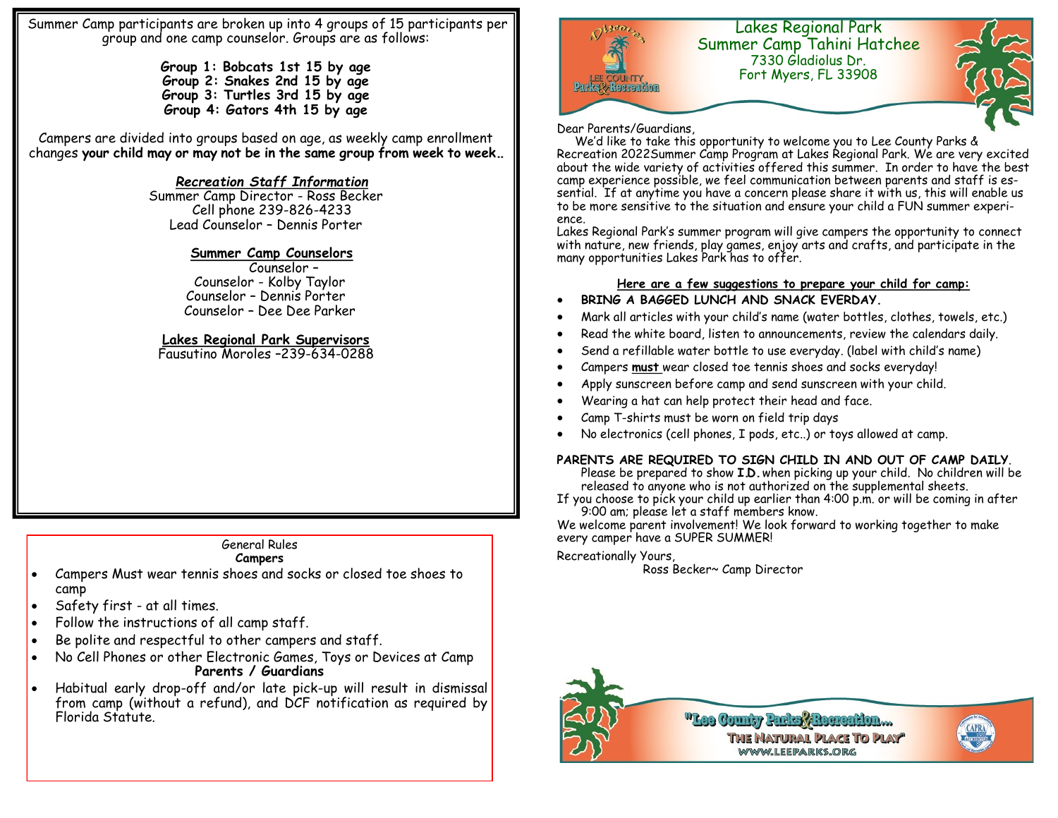Summer Camp participants are broken up into 4 groups of 15 participants per group and one camp counselor. Groups are as follows:

**Group 1: Bobcats 1st 15 by age**
**Group 2: Snakes 2nd 15 by age**
**Group 3: Turtles 3rd 15 by age**
**Group 4: Gators 4th 15 by age**

Campers are divided into groups based on age, as weekly camp enrollment changes **your child may or may not be in the same group from week to week..**

***Recreation Staff Information***

Summer Camp Director - Ross Becker
Cell phone 239-826-4233
Lead Counselor – Dennis Porter

**Summer Camp Counselors**

Counselor –
Counselor - Kolby Taylor
Counselor – Dennis Porter
Counselor – Dee Dee Parker

**Lakes Regional Park Supervisors**

Fausutino Moroles –239-634-0288

General Rules

**Campers**

- Campers Must wear tennis shoes and socks or closed toe shoes to camp
- Safety first - at all times.
- Follow the instructions of all camp staff.
- Be polite and respectful to other campers and staff.
- No Cell Phones or other Electronic Games, Toys or Devices at Camp

**Parents / Guardians**

- Habitual early drop-off and/or late pick-up will result in dismissal from camp (without a refund), and DCF notification as required by Florida Statute.

# Lakes Regional Park
## Summer Camp Tahini Hatchee

7330 Gladiolus Dr.
Fort Myers, FL 33908

Dear Parents/Guardians,

We'd like to take this opportunity to welcome you to Lee County Parks & Recreation 2022Summer Camp Program at Lakes Regional Park. We are very excited about the wide variety of activities offered this summer. In order to have the best camp experience possible, we feel communication between parents and staff is essential. If at anytime you have a concern please share it with us, this will enable us to be more sensitive to the situation and ensure your child a FUN summer experience.

Lakes Regional Park's summer program will give campers the opportunity to connect with nature, new friends, play games, enjoy arts and crafts, and participate in the many opportunities Lakes Park has to offer.

**Here are a few suggestions to prepare your child for camp:**

- **BRING A BAGGED LUNCH AND SNACK EVERDAY.**
- Mark all articles with your child's name (water bottles, clothes, towels, etc.)
- Read the white board, listen to announcements, review the calendars daily.
- Send a refillable water bottle to use everyday. (label with child's name)
- Campers **must** wear closed toe tennis shoes and socks everyday!
- Apply sunscreen before camp and send sunscreen with your child.
- Wearing a hat can help protect their head and face.
- Camp T-shirts must be worn on field trip days
- No electronics (cell phones, I pods, etc..) or toys allowed at camp.

**PARENTS ARE REQUIRED TO SIGN CHILD IN AND OUT OF CAMP DAILY**. Please be prepared to show **I.D.** when picking up your child. No children will be released to anyone who is not authorized on the supplemental sheets.

If you choose to pick your child up earlier than 4:00 p.m. or will be coming in after 9:00 am; please let a staff members know.

We welcome parent involvement! We look forward to working together to make every camper have a SUPER SUMMER!

Recreationally Yours,

Ross Becker~ Camp Director

"Lee County Parks & Recreation... The Natural Place To Play"
WWW.LEEPARKS.ORG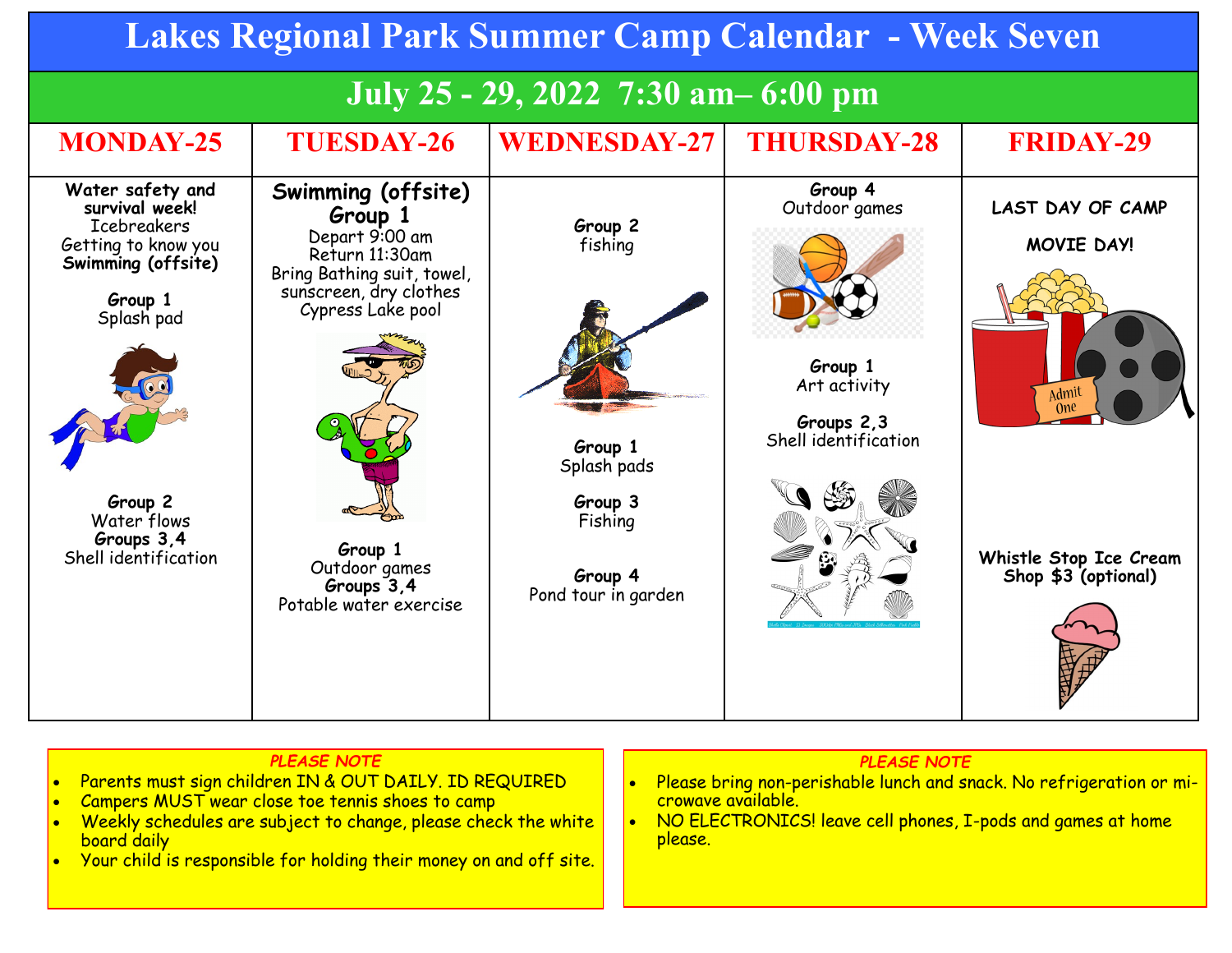# Lakes Regional Park Summer Camp Calendar - Week Seven

## July 25 - 29, 2022 7:30 am– 6:00 pm

| MONDAY-25 | TUESDAY-26 | WEDNESDAY-27 | THURSDAY-28 | FRIDAY-29 |
|---|---|---|---|---|
| **Water safety and survival week!** Icebreakers Getting to know you **Swimming (offsite)** **Group 1** Splash pad **Group 2** Water flows **Groups 3,4** Shell identification | **Swimming (offsite)** **Group 1** Depart 9:00 am Return 11:30am Bring Bathing suit, towel, sunscreen, dry clothes Cypress Lake pool **Group 1** Outdoor games **Groups 3,4** Potable water exercise | **Group 2** fishing **Group 1** Splash pads **Group 3** Fishing **Group 4** Pond tour in garden | **Group 4** Outdoor games **Group 1** Art activity **Groups 2,3** Shell identification | **LAST DAY OF CAMP** **MOVIE DAY!** **Whistle Stop Ice Cream Shop $3 (optional)** |

*PLEASE NOTE*

- Parents must sign children IN & OUT DAILY. ID REQUIRED
- Campers MUST wear close toe tennis shoes to camp
- Weekly schedules are subject to change, please check the white board daily
- Your child is responsible for holding their money on and off site.

*PLEASE NOTE*

- Please bring non-perishable lunch and snack. No refrigeration or microwave available.
- NO ELECTRONICS! leave cell phones, I-pods and games at home please.